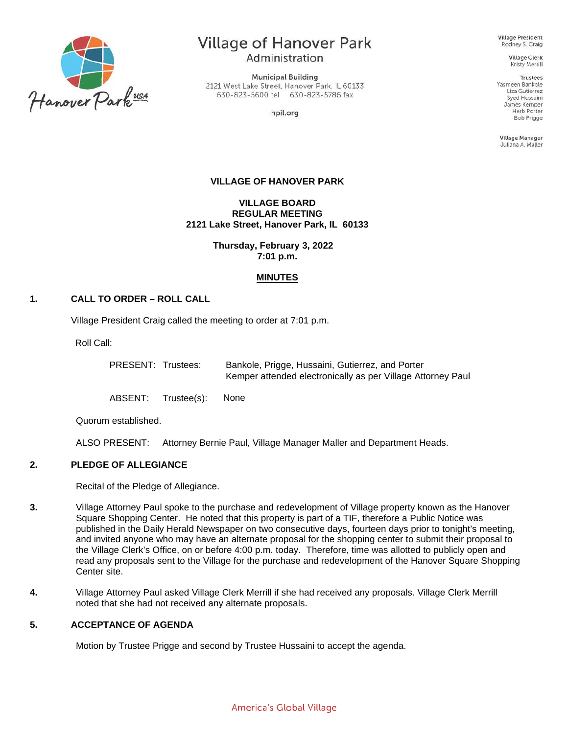Village of Hanover Park
Administration

Municipal Building
2121 West Lake Street, Hanover Park, IL 60133
630-823-5600 tel 630-823-5786 fax

hpil.org

Village President
Rodney S. Craig

Village Clerk
Kristy Merrill

Trustees
Yasmeen Bankole
Liza Gutierrez
Syed Hussaini
James Kemper
Herb Porter
Bob Prigge

Village Manager
Juliana A. Maller

**VILLAGE OF HANOVER PARK**

**VILLAGE BOARD**
**REGULAR MEETING**
**2121 Lake Street, Hanover Park, IL 60133**

**Thursday, February 3, 2022**
**7:01 p.m.**

**MINUTES**

**1. CALL TO ORDER – ROLL CALL**

Village President Craig called the meeting to order at 7:01 p.m.

Roll Call:

PRESENT: Trustees: Bankole, Prigge, Hussaini, Gutierrez, and Porter
Kemper attended electronically as per Village Attorney Paul

ABSENT: Trustee(s): None

Quorum established.

ALSO PRESENT: Attorney Bernie Paul, Village Manager Maller and Department Heads.

**2. PLEDGE OF ALLEGIANCE**

Recital of the Pledge of Allegiance.

**3.** Village Attorney Paul spoke to the purchase and redevelopment of Village property known as the Hanover Square Shopping Center. He noted that this property is part of a TIF, therefore a Public Notice was published in the Daily Herald Newspaper on two consecutive days, fourteen days prior to tonight's meeting, and invited anyone who may have an alternate proposal for the shopping center to submit their proposal to the Village Clerk's Office, on or before 4:00 p.m. today. Therefore, time was allotted to publicly open and read any proposals sent to the Village for the purchase and redevelopment of the Hanover Square Shopping Center site.

**4.** Village Attorney Paul asked Village Clerk Merrill if she had received any proposals. Village Clerk Merrill noted that she had not received any alternate proposals.

**5. ACCEPTANCE OF AGENDA**

Motion by Trustee Prigge and second by Trustee Hussaini to accept the agenda.

America's Global Village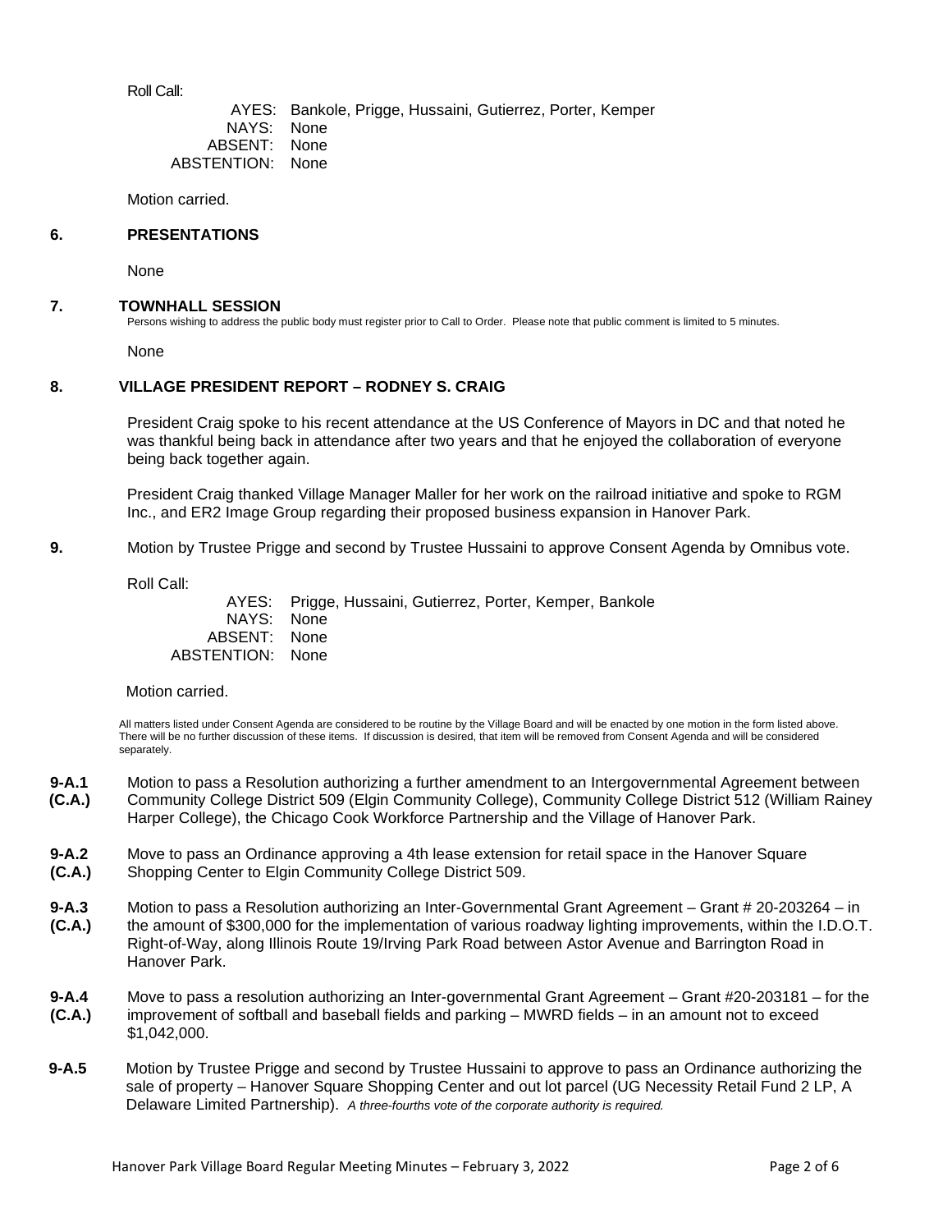Roll Call:

| | |
|---|---|
| AYES: | Bankole, Prigge, Hussaini, Gutierrez, Porter, Kemper |
| NAYS: | None |
| ABSENT: | None |
| ABSTENTION: | None |

Motion carried.

## 6. PRESENTATIONS

None

## 7. TOWNHALL SESSION

Persons wishing to address the public body must register prior to Call to Order. Please note that public comment is limited to 5 minutes.

None

## 8. VILLAGE PRESIDENT REPORT – RODNEY S. CRAIG

President Craig spoke to his recent attendance at the US Conference of Mayors in DC and that noted he was thankful being back in attendance after two years and that he enjoyed the collaboration of everyone being back together again.

President Craig thanked Village Manager Maller for her work on the railroad initiative and spoke to RGM Inc., and ER2 Image Group regarding their proposed business expansion in Hanover Park.

**9.** Motion by Trustee Prigge and second by Trustee Hussaini to approve Consent Agenda by Omnibus vote.

Roll Call:

| | |
|---|---|
| AYES: | Prigge, Hussaini, Gutierrez, Porter, Kemper, Bankole |
| NAYS: | None |
| ABSENT: | None |
| ABSTENTION: | None |

Motion carried.

All matters listed under Consent Agenda are considered to be routine by the Village Board and will be enacted by one motion in the form listed above. There will be no further discussion of these items. If discussion is desired, that item will be removed from Consent Agenda and will be considered separately.

**9-A.1 (C.A.)** Motion to pass a Resolution authorizing a further amendment to an Intergovernmental Agreement between Community College District 509 (Elgin Community College), Community College District 512 (William Rainey Harper College), the Chicago Cook Workforce Partnership and the Village of Hanover Park.

**9-A.2 (C.A.)** Move to pass an Ordinance approving a 4th lease extension for retail space in the Hanover Square Shopping Center to Elgin Community College District 509.

**9-A.3 (C.A.)** Motion to pass a Resolution authorizing an Inter-Governmental Grant Agreement – Grant # 20-203264 – in the amount of $300,000 for the implementation of various roadway lighting improvements, within the I.D.O.T. Right-of-Way, along Illinois Route 19/Irving Park Road between Astor Avenue and Barrington Road in Hanover Park.

**9-A.4 (C.A.)** Move to pass a resolution authorizing an Inter-governmental Grant Agreement – Grant #20-203181 – for the improvement of softball and baseball fields and parking – MWRD fields – in an amount not to exceed $1,042,000.

**9-A.5** Motion by Trustee Prigge and second by Trustee Hussaini to approve to pass an Ordinance authorizing the sale of property – Hanover Square Shopping Center and out lot parcel (UG Necessity Retail Fund 2 LP, A Delaware Limited Partnership). *A three-fourths vote of the corporate authority is required.*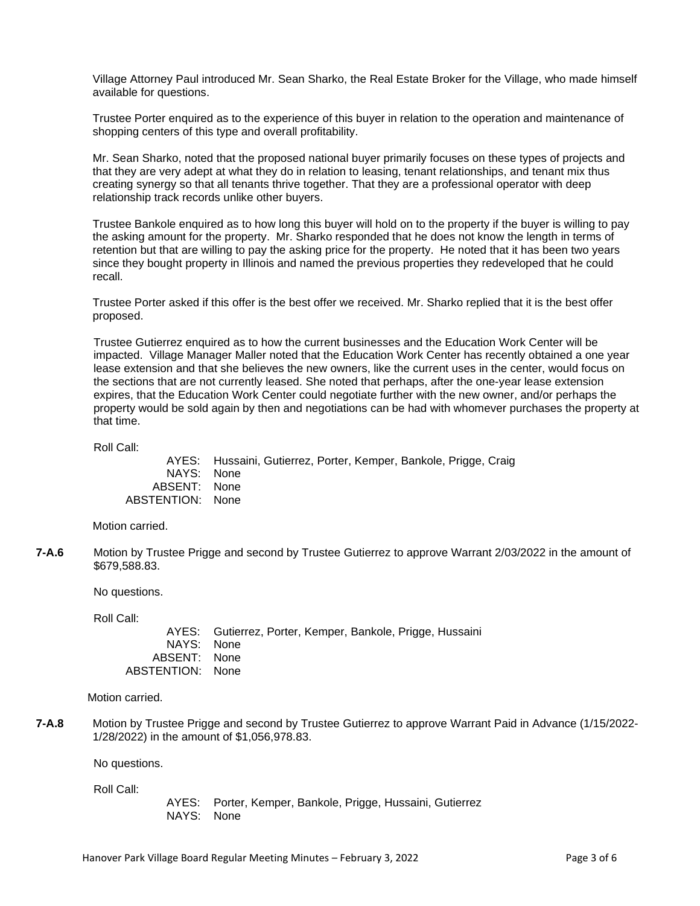Village Attorney Paul introduced Mr. Sean Sharko, the Real Estate Broker for the Village, who made himself available for questions.

Trustee Porter enquired as to the experience of this buyer in relation to the operation and maintenance of shopping centers of this type and overall profitability.

Mr. Sean Sharko, noted that the proposed national buyer primarily focuses on these types of projects and that they are very adept at what they do in relation to leasing, tenant relationships, and tenant mix thus creating synergy so that all tenants thrive together. That they are a professional operator with deep relationship track records unlike other buyers.

Trustee Bankole enquired as to how long this buyer will hold on to the property if the buyer is willing to pay the asking amount for the property. Mr. Sharko responded that he does not know the length in terms of retention but that are willing to pay the asking price for the property. He noted that it has been two years since they bought property in Illinois and named the previous properties they redeveloped that he could recall.

Trustee Porter asked if this offer is the best offer we received. Mr. Sharko replied that it is the best offer proposed.

Trustee Gutierrez enquired as to how the current businesses and the Education Work Center will be impacted. Village Manager Maller noted that the Education Work Center has recently obtained a one year lease extension and that she believes the new owners, like the current uses in the center, would focus on the sections that are not currently leased. She noted that perhaps, after the one-year lease extension expires, that the Education Work Center could negotiate further with the new owner, and/or perhaps the property would be sold again by then and negotiations can be had with whomever purchases the property at that time.

Roll Call:

AYES: Hussaini, Gutierrez, Porter, Kemper, Bankole, Prigge, Craig
NAYS: None
ABSENT: None
ABSTENTION: None

Motion carried.

**7-A.6** Motion by Trustee Prigge and second by Trustee Gutierrez to approve Warrant 2/03/2022 in the amount of $679,588.83.

No questions.

Roll Call:

AYES: Gutierrez, Porter, Kemper, Bankole, Prigge, Hussaini
NAYS: None
ABSENT: None
ABSTENTION: None

Motion carried.

**7-A.8** Motion by Trustee Prigge and second by Trustee Gutierrez to approve Warrant Paid in Advance (1/15/2022-1/28/2022) in the amount of $1,056,978.83.

No questions.

Roll Call:

AYES: Porter, Kemper, Bankole, Prigge, Hussaini, Gutierrez
NAYS: None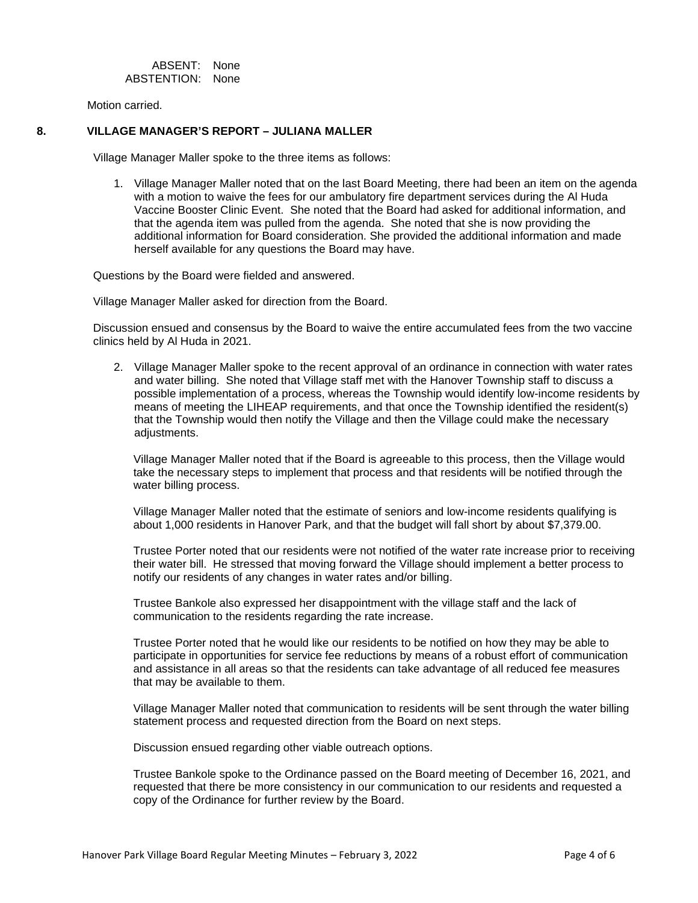ABSENT: None
ABSTENTION: None

Motion carried.

## 8. VILLAGE MANAGER'S REPORT – JULIANA MALLER

Village Manager Maller spoke to the three items as follows:

1. Village Manager Maller noted that on the last Board Meeting, there had been an item on the agenda with a motion to waive the fees for our ambulatory fire department services during the Al Huda Vaccine Booster Clinic Event. She noted that the Board had asked for additional information, and that the agenda item was pulled from the agenda. She noted that she is now providing the additional information for Board consideration. She provided the additional information and made herself available for any questions the Board may have.

Questions by the Board were fielded and answered.

Village Manager Maller asked for direction from the Board.

Discussion ensued and consensus by the Board to waive the entire accumulated fees from the two vaccine clinics held by Al Huda in 2021.

2. Village Manager Maller spoke to the recent approval of an ordinance in connection with water rates and water billing. She noted that Village staff met with the Hanover Township staff to discuss a possible implementation of a process, whereas the Township would identify low-income residents by means of meeting the LIHEAP requirements, and that once the Township identified the resident(s) that the Township would then notify the Village and then the Village could make the necessary adjustments.

   Village Manager Maller noted that if the Board is agreeable to this process, then the Village would take the necessary steps to implement that process and that residents will be notified through the water billing process.

   Village Manager Maller noted that the estimate of seniors and low-income residents qualifying is about 1,000 residents in Hanover Park, and that the budget will fall short by about $7,379.00.

   Trustee Porter noted that our residents were not notified of the water rate increase prior to receiving their water bill. He stressed that moving forward the Village should implement a better process to notify our residents of any changes in water rates and/or billing.

   Trustee Bankole also expressed her disappointment with the village staff and the lack of communication to the residents regarding the rate increase.

   Trustee Porter noted that he would like our residents to be notified on how they may be able to participate in opportunities for service fee reductions by means of a robust effort of communication and assistance in all areas so that the residents can take advantage of all reduced fee measures that may be available to them.

   Village Manager Maller noted that communication to residents will be sent through the water billing statement process and requested direction from the Board on next steps.

   Discussion ensued regarding other viable outreach options.

   Trustee Bankole spoke to the Ordinance passed on the Board meeting of December 16, 2021, and requested that there be more consistency in our communication to our residents and requested a copy of the Ordinance for further review by the Board.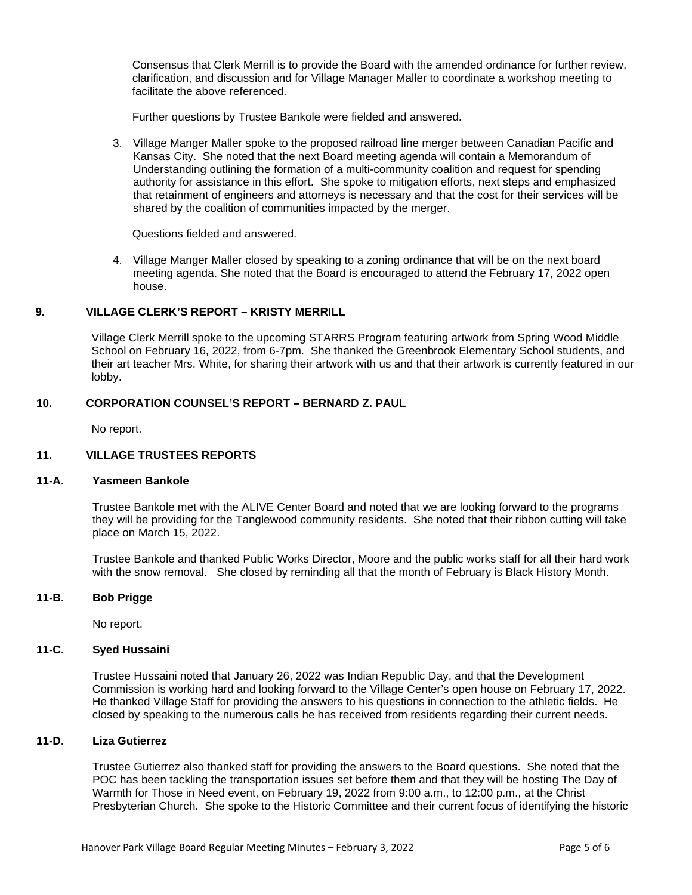Consensus that Clerk Merrill is to provide the Board with the amended ordinance for further review, clarification, and discussion and for Village Manager Maller to coordinate a workshop meeting to facilitate the above referenced.

Further questions by Trustee Bankole were fielded and answered.

3. Village Manger Maller spoke to the proposed railroad line merger between Canadian Pacific and Kansas City. She noted that the next Board meeting agenda will contain a Memorandum of Understanding outlining the formation of a multi-community coalition and request for spending authority for assistance in this effort. She spoke to mitigation efforts, next steps and emphasized that retainment of engineers and attorneys is necessary and that the cost for their services will be shared by the coalition of communities impacted by the merger.

   Questions fielded and answered.

4. Village Manger Maller closed by speaking to a zoning ordinance that will be on the next board meeting agenda. She noted that the Board is encouraged to attend the February 17, 2022 open house.

## 9. VILLAGE CLERK'S REPORT – KRISTY MERRILL

Village Clerk Merrill spoke to the upcoming STARRS Program featuring artwork from Spring Wood Middle School on February 16, 2022, from 6-7pm. She thanked the Greenbrook Elementary School students, and their art teacher Mrs. White, for sharing their artwork with us and that their artwork is currently featured in our lobby.

## 10. CORPORATION COUNSEL'S REPORT – BERNARD Z. PAUL

No report.

## 11. VILLAGE TRUSTEES REPORTS

### 11-A. Yasmeen Bankole

Trustee Bankole met with the ALIVE Center Board and noted that we are looking forward to the programs they will be providing for the Tanglewood community residents. She noted that their ribbon cutting will take place on March 15, 2022.

Trustee Bankole and thanked Public Works Director, Moore and the public works staff for all their hard work with the snow removal. She closed by reminding all that the month of February is Black History Month.

### 11-B. Bob Prigge

No report.

### 11-C. Syed Hussaini

Trustee Hussaini noted that January 26, 2022 was Indian Republic Day, and that the Development Commission is working hard and looking forward to the Village Center's open house on February 17, 2022. He thanked Village Staff for providing the answers to his questions in connection to the athletic fields. He closed by speaking to the numerous calls he has received from residents regarding their current needs.

### 11-D. Liza Gutierrez

Trustee Gutierrez also thanked staff for providing the answers to the Board questions. She noted that the POC has been tackling the transportation issues set before them and that they will be hosting The Day of Warmth for Those in Need event, on February 19, 2022 from 9:00 a.m., to 12:00 p.m., at the Christ Presbyterian Church. She spoke to the Historic Committee and their current focus of identifying the historic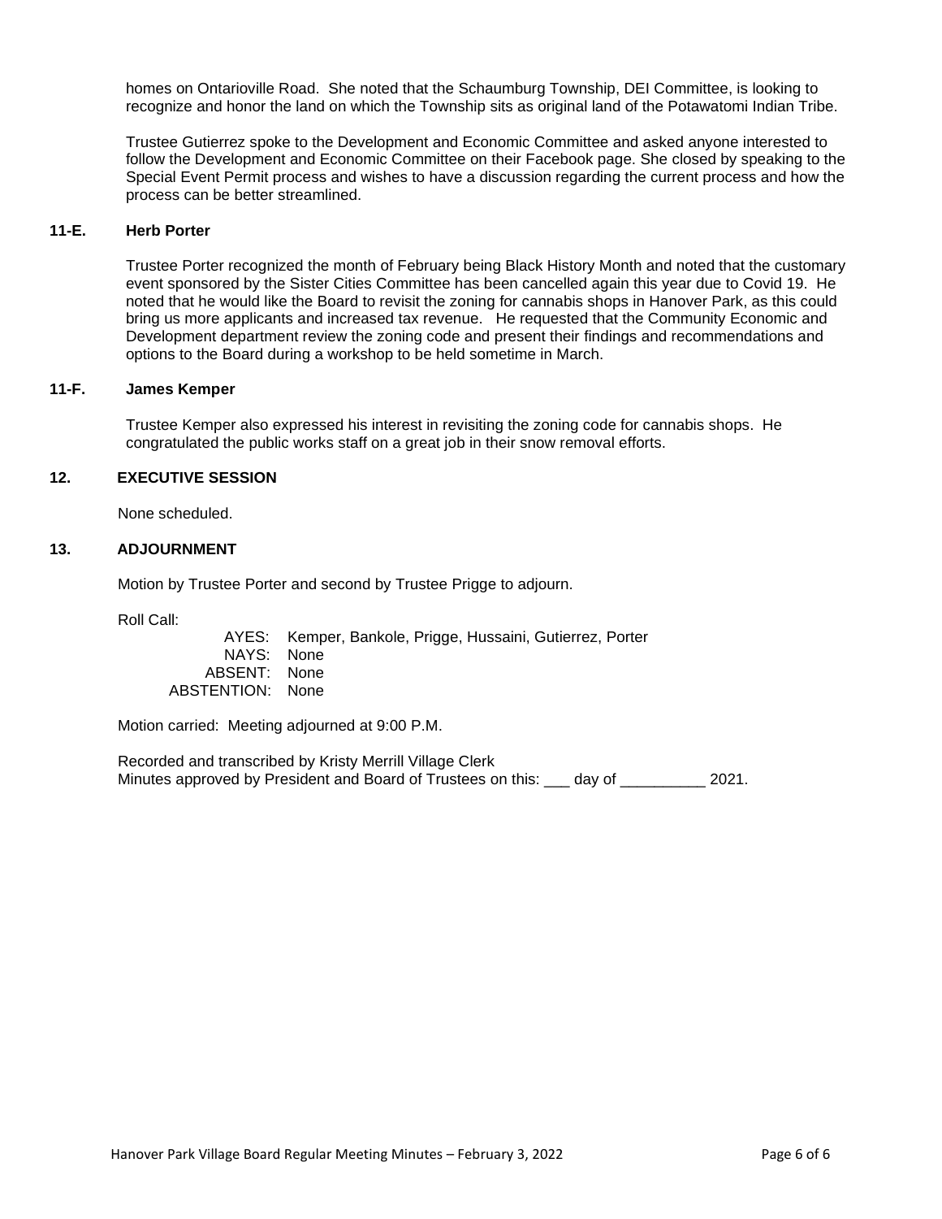homes on Ontarioville Road. She noted that the Schaumburg Township, DEI Committee, is looking to recognize and honor the land on which the Township sits as original land of the Potawatomi Indian Tribe.

Trustee Gutierrez spoke to the Development and Economic Committee and asked anyone interested to follow the Development and Economic Committee on their Facebook page. She closed by speaking to the Special Event Permit process and wishes to have a discussion regarding the current process and how the process can be better streamlined.

### 11-E. Herb Porter

Trustee Porter recognized the month of February being Black History Month and noted that the customary event sponsored by the Sister Cities Committee has been cancelled again this year due to Covid 19. He noted that he would like the Board to revisit the zoning for cannabis shops in Hanover Park, as this could bring us more applicants and increased tax revenue. He requested that the Community Economic and Development department review the zoning code and present their findings and recommendations and options to the Board during a workshop to be held sometime in March.

### 11-F. James Kemper

Trustee Kemper also expressed his interest in revisiting the zoning code for cannabis shops. He congratulated the public works staff on a great job in their snow removal efforts.

## 12. EXECUTIVE SESSION

None scheduled.

## 13. ADJOURNMENT

Motion by Trustee Porter and second by Trustee Prigge to adjourn.

Roll Call:

AYES: Kemper, Bankole, Prigge, Hussaini, Gutierrez, Porter
NAYS: None
ABSENT: None
ABSTENTION: None

Motion carried: Meeting adjourned at 9:00 P.M.

Recorded and transcribed by Kristy Merrill Village Clerk
Minutes approved by President and Board of Trustees on this: ___ day of __________ 2021.